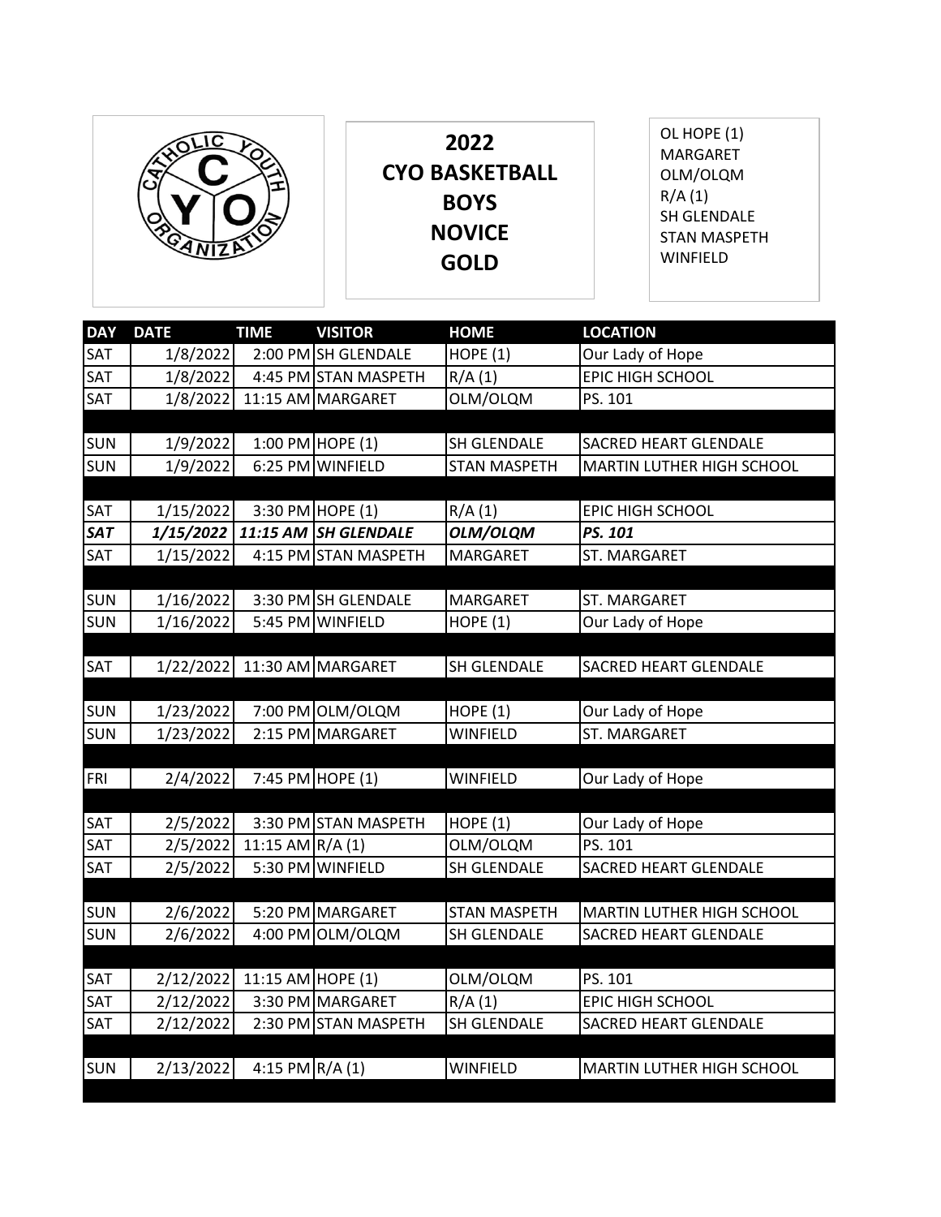# 2022 CYO BASKETBALL BOYS NOVICE GOLD

OL HOPE (1)
MARGARET
OLM/OLQM
R/A (1)
SH GLENDALE
STAN MASPETH
WINFIELD

| DAY | DATE | TIME | VISITOR | HOME | LOCATION |
|---|---|---|---|---|---|
| SAT | 1/8/2022 | 2:00 PM | SH GLENDALE | HOPE (1) | Our Lady of Hope |
| SAT | 1/8/2022 | 4:45 PM | STAN MASPETH | R/A (1) | EPIC HIGH SCHOOL |
| SAT | 1/8/2022 | 11:15 AM | MARGARET | OLM/OLQM | PS. 101 |
| | | | | | |
| SUN | 1/9/2022 | 1:00 PM | HOPE (1) | SH GLENDALE | SACRED HEART GLENDALE |
| SUN | 1/9/2022 | 6:25 PM | WINFIELD | STAN MASPETH | MARTIN LUTHER HIGH SCHOOL |
| | | | | | |
| SAT | 1/15/2022 | 3:30 PM | HOPE (1) | R/A (1) | EPIC HIGH SCHOOL |
| ***SAT*** | ***1/15/2022*** | ***11:15 AM*** | ***SH GLENDALE*** | ***OLM/OLQM*** | ***PS. 101*** |
| SAT | 1/15/2022 | 4:15 PM | STAN MASPETH | MARGARET | ST. MARGARET |
| | | | | | |
| SUN | 1/16/2022 | 3:30 PM | SH GLENDALE | MARGARET | ST. MARGARET |
| SUN | 1/16/2022 | 5:45 PM | WINFIELD | HOPE (1) | Our Lady of Hope |
| | | | | | |
| SAT | 1/22/2022 | 11:30 AM | MARGARET | SH GLENDALE | SACRED HEART GLENDALE |
| | | | | | |
| SUN | 1/23/2022 | 7:00 PM | OLM/OLQM | HOPE (1) | Our Lady of Hope |
| SUN | 1/23/2022 | 2:15 PM | MARGARET | WINFIELD | ST. MARGARET |
| | | | | | |
| FRI | 2/4/2022 | 7:45 PM | HOPE (1) | WINFIELD | Our Lady of Hope |
| | | | | | |
| SAT | 2/5/2022 | 3:30 PM | STAN MASPETH | HOPE (1) | Our Lady of Hope |
| SAT | 2/5/2022 | 11:15 AM | R/A (1) | OLM/OLQM | PS. 101 |
| SAT | 2/5/2022 | 5:30 PM | WINFIELD | SH GLENDALE | SACRED HEART GLENDALE |
| | | | | | |
| SUN | 2/6/2022 | 5:20 PM | MARGARET | STAN MASPETH | MARTIN LUTHER HIGH SCHOOL |
| SUN | 2/6/2022 | 4:00 PM | OLM/OLQM | SH GLENDALE | SACRED HEART GLENDALE |
| | | | | | |
| SAT | 2/12/2022 | 11:15 AM | HOPE (1) | OLM/OLQM | PS. 101 |
| SAT | 2/12/2022 | 3:30 PM | MARGARET | R/A (1) | EPIC HIGH SCHOOL |
| SAT | 2/12/2022 | 2:30 PM | STAN MASPETH | SH GLENDALE | SACRED HEART GLENDALE |
| | | | | | |
| SUN | 2/13/2022 | 4:15 PM | R/A (1) | WINFIELD | MARTIN LUTHER HIGH SCHOOL |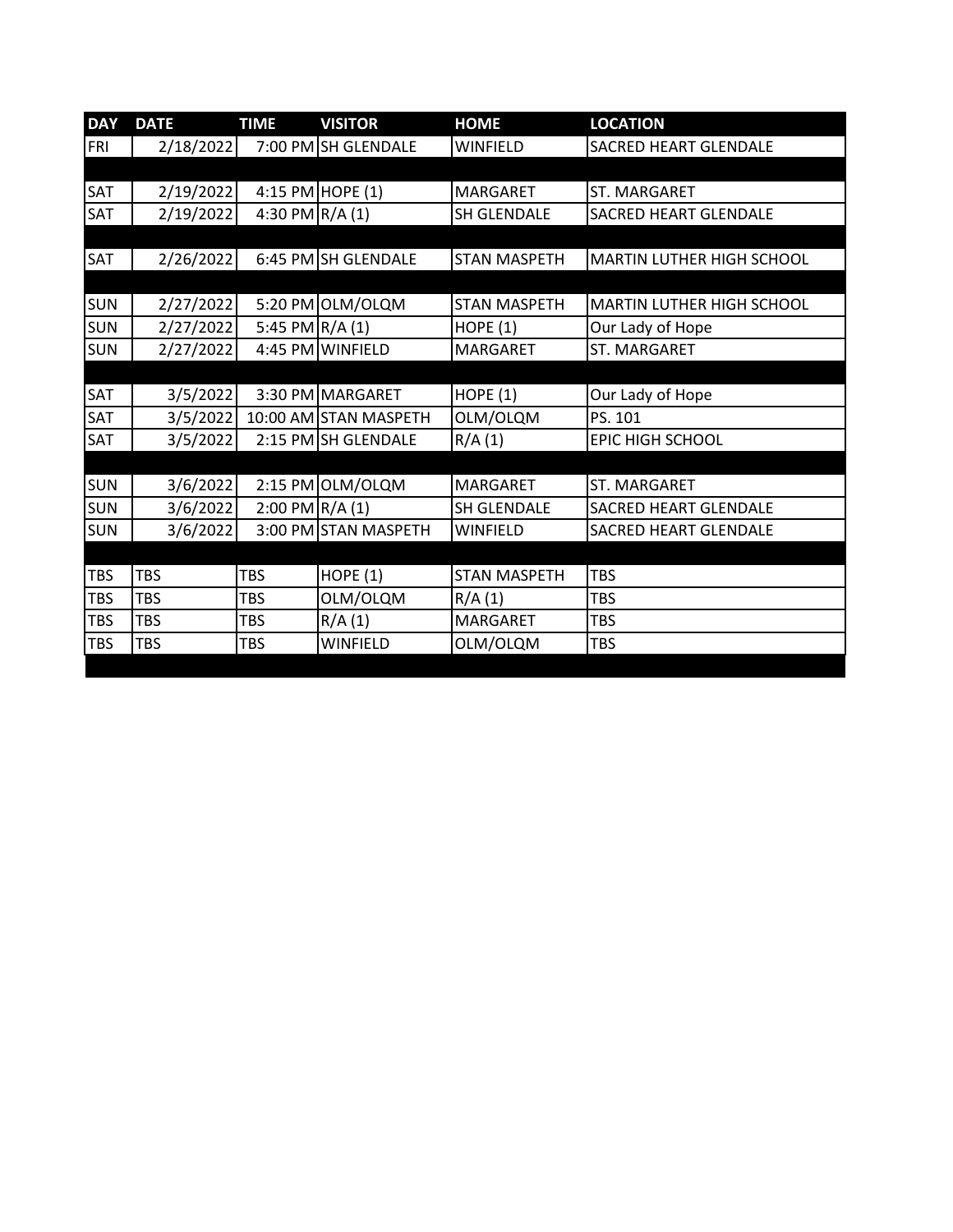| DAY | DATE | TIME | VISITOR | HOME | LOCATION |
|---|---|---|---|---|---|
| FRI | 2/18/2022 | 7:00 PM | SH GLENDALE | WINFIELD | SACRED HEART GLENDALE |
| | | | | | |
| SAT | 2/19/2022 | 4:15 PM | HOPE (1) | MARGARET | ST. MARGARET |
| SAT | 2/19/2022 | 4:30 PM | R/A (1) | SH GLENDALE | SACRED HEART GLENDALE |
| | | | | | |
| SAT | 2/26/2022 | 6:45 PM | SH GLENDALE | STAN MASPETH | MARTIN LUTHER HIGH SCHOOL |
| | | | | | |
| SUN | 2/27/2022 | 5:20 PM | OLM/OLQM | STAN MASPETH | MARTIN LUTHER HIGH SCHOOL |
| SUN | 2/27/2022 | 5:45 PM | R/A (1) | HOPE (1) | Our Lady of Hope |
| SUN | 2/27/2022 | 4:45 PM | WINFIELD | MARGARET | ST. MARGARET |
| | | | | | |
| SAT | 3/5/2022 | 3:30 PM | MARGARET | HOPE (1) | Our Lady of Hope |
| SAT | 3/5/2022 | 10:00 AM | STAN MASPETH | OLM/OLQM | PS. 101 |
| SAT | 3/5/2022 | 2:15 PM | SH GLENDALE | R/A (1) | EPIC HIGH SCHOOL |
| | | | | | |
| SUN | 3/6/2022 | 2:15 PM | OLM/OLQM | MARGARET | ST. MARGARET |
| SUN | 3/6/2022 | 2:00 PM | R/A (1) | SH GLENDALE | SACRED HEART GLENDALE |
| SUN | 3/6/2022 | 3:00 PM | STAN MASPETH | WINFIELD | SACRED HEART GLENDALE |
| | | | | | |
| TBS | TBS | TBS | HOPE (1) | STAN MASPETH | TBS |
| TBS | TBS | TBS | OLM/OLQM | R/A (1) | TBS |
| TBS | TBS | TBS | R/A (1) | MARGARET | TBS |
| TBS | TBS | TBS | WINFIELD | OLM/OLQM | TBS |